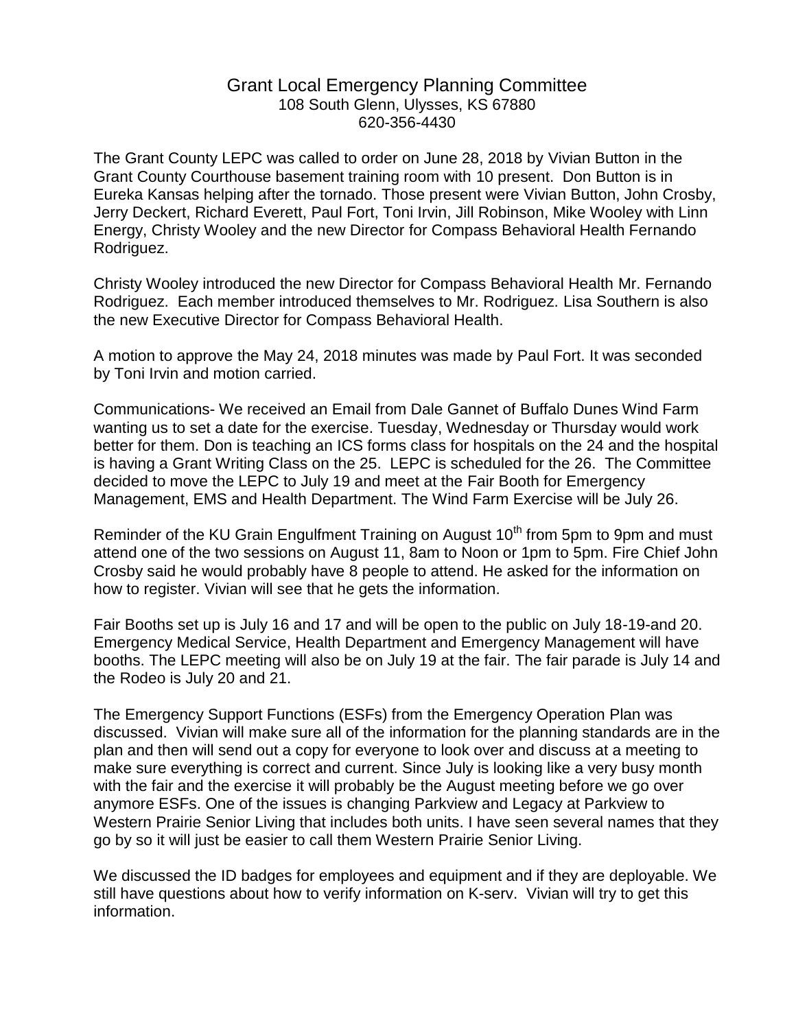# Grant Local Emergency Planning Committee

108 South Glenn, Ulysses, KS 67880
620-356-4430

The Grant County LEPC was called to order on June 28, 2018 by Vivian Button in the Grant County Courthouse basement training room with 10 present. Don Button is in Eureka Kansas helping after the tornado. Those present were Vivian Button, John Crosby, Jerry Deckert, Richard Everett, Paul Fort, Toni Irvin, Jill Robinson, Mike Wooley with Linn Energy, Christy Wooley and the new Director for Compass Behavioral Health Fernando Rodriguez.

Christy Wooley introduced the new Director for Compass Behavioral Health Mr. Fernando Rodriguez. Each member introduced themselves to Mr. Rodriguez. Lisa Southern is also the new Executive Director for Compass Behavioral Health.

A motion to approve the May 24, 2018 minutes was made by Paul Fort. It was seconded by Toni Irvin and motion carried.

Communications- We received an Email from Dale Gannet of Buffalo Dunes Wind Farm wanting us to set a date for the exercise. Tuesday, Wednesday or Thursday would work better for them. Don is teaching an ICS forms class for hospitals on the 24 and the hospital is having a Grant Writing Class on the 25. LEPC is scheduled for the 26. The Committee decided to move the LEPC to July 19 and meet at the Fair Booth for Emergency Management, EMS and Health Department. The Wind Farm Exercise will be July 26.

Reminder of the KU Grain Engulfment Training on August 10th from 5pm to 9pm and must attend one of the two sessions on August 11, 8am to Noon or 1pm to 5pm. Fire Chief John Crosby said he would probably have 8 people to attend. He asked for the information on how to register. Vivian will see that he gets the information.

Fair Booths set up is July 16 and 17 and will be open to the public on July 18-19-and 20. Emergency Medical Service, Health Department and Emergency Management will have booths. The LEPC meeting will also be on July 19 at the fair. The fair parade is July 14 and the Rodeo is July 20 and 21.

The Emergency Support Functions (ESFs) from the Emergency Operation Plan was discussed. Vivian will make sure all of the information for the planning standards are in the plan and then will send out a copy for everyone to look over and discuss at a meeting to make sure everything is correct and current. Since July is looking like a very busy month with the fair and the exercise it will probably be the August meeting before we go over anymore ESFs. One of the issues is changing Parkview and Legacy at Parkview to Western Prairie Senior Living that includes both units. I have seen several names that they go by so it will just be easier to call them Western Prairie Senior Living.

We discussed the ID badges for employees and equipment and if they are deployable. We still have questions about how to verify information on K-serv. Vivian will try to get this information.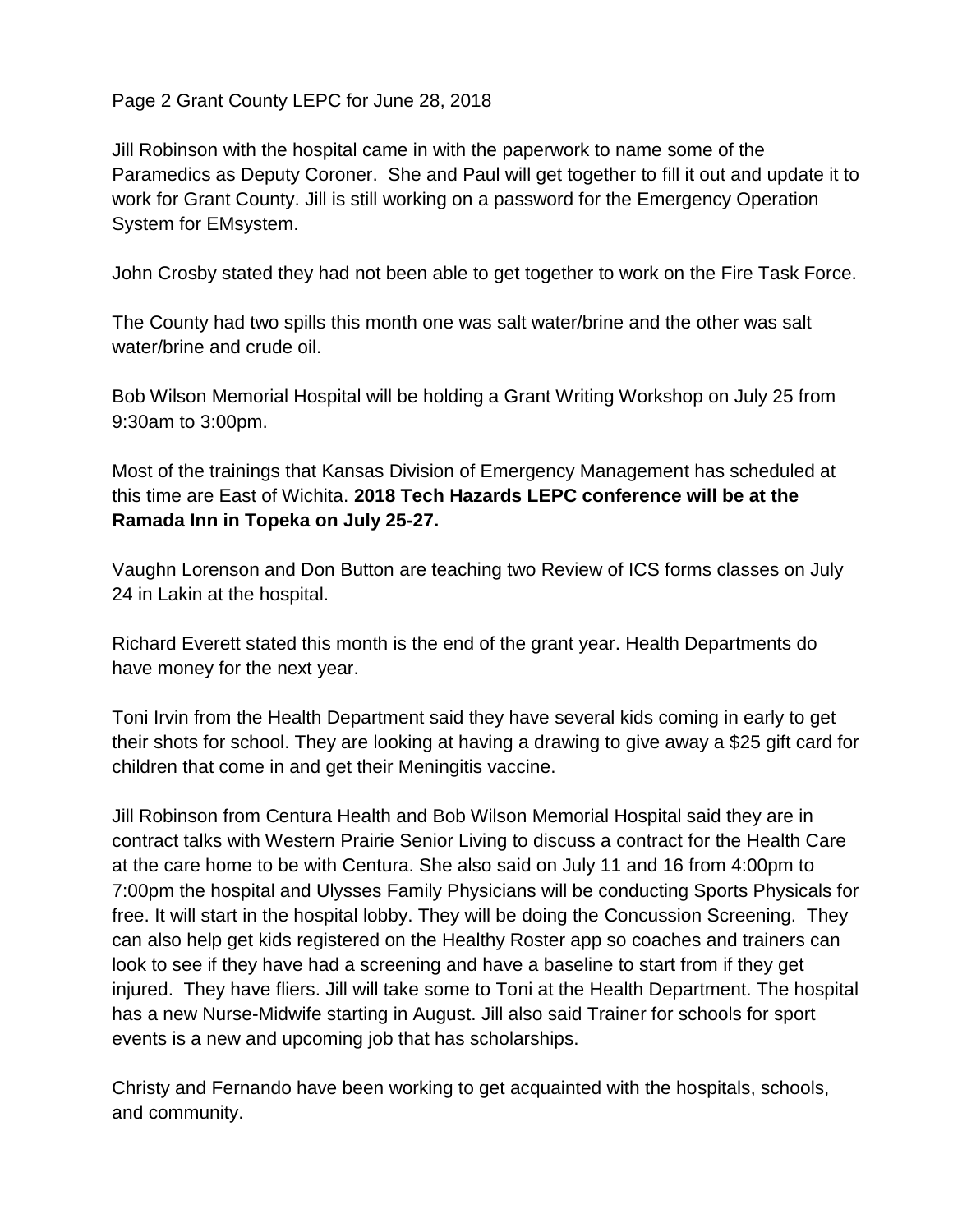Page 2 Grant County LEPC for June 28, 2018

Jill Robinson with the hospital came in with the paperwork to name some of the Paramedics as Deputy Coroner. She and Paul will get together to fill it out and update it to work for Grant County. Jill is still working on a password for the Emergency Operation System for EMsystem.

John Crosby stated they had not been able to get together to work on the Fire Task Force.

The County had two spills this month one was salt water/brine and the other was salt water/brine and crude oil.

Bob Wilson Memorial Hospital will be holding a Grant Writing Workshop on July 25 from 9:30am to 3:00pm.

Most of the trainings that Kansas Division of Emergency Management has scheduled at this time are East of Wichita. **2018 Tech Hazards LEPC conference will be at the Ramada Inn in Topeka on July 25-27.**

Vaughn Lorenson and Don Button are teaching two Review of ICS forms classes on July 24 in Lakin at the hospital.

Richard Everett stated this month is the end of the grant year. Health Departments do have money for the next year.

Toni Irvin from the Health Department said they have several kids coming in early to get their shots for school. They are looking at having a drawing to give away a $25 gift card for children that come in and get their Meningitis vaccine.

Jill Robinson from Centura Health and Bob Wilson Memorial Hospital said they are in contract talks with Western Prairie Senior Living to discuss a contract for the Health Care at the care home to be with Centura. She also said on July 11 and 16 from 4:00pm to 7:00pm the hospital and Ulysses Family Physicians will be conducting Sports Physicals for free. It will start in the hospital lobby. They will be doing the Concussion Screening. They can also help get kids registered on the Healthy Roster app so coaches and trainers can look to see if they have had a screening and have a baseline to start from if they get injured. They have fliers. Jill will take some to Toni at the Health Department. The hospital has a new Nurse-Midwife starting in August. Jill also said Trainer for schools for sport events is a new and upcoming job that has scholarships.

Christy and Fernando have been working to get acquainted with the hospitals, schools, and community.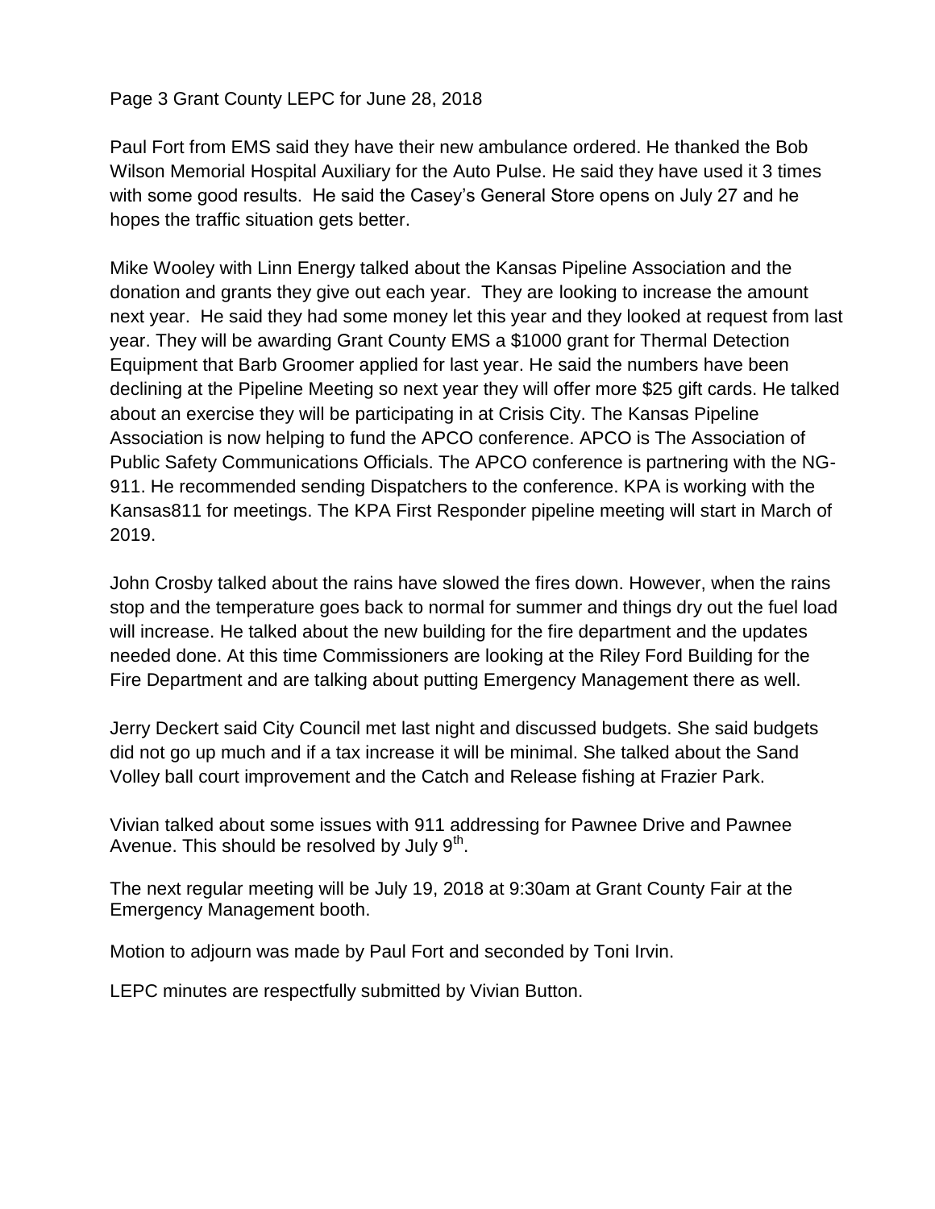Page 3 Grant County LEPC for June 28, 2018

Paul Fort from EMS said they have their new ambulance ordered. He thanked the Bob Wilson Memorial Hospital Auxiliary for the Auto Pulse. He said they have used it 3 times with some good results. He said the Casey's General Store opens on July 27 and he hopes the traffic situation gets better.

Mike Wooley with Linn Energy talked about the Kansas Pipeline Association and the donation and grants they give out each year. They are looking to increase the amount next year. He said they had some money let this year and they looked at request from last year. They will be awarding Grant County EMS a $1000 grant for Thermal Detection Equipment that Barb Groomer applied for last year. He said the numbers have been declining at the Pipeline Meeting so next year they will offer more $25 gift cards. He talked about an exercise they will be participating in at Crisis City. The Kansas Pipeline Association is now helping to fund the APCO conference. APCO is The Association of Public Safety Communications Officials. The APCO conference is partnering with the NG-911. He recommended sending Dispatchers to the conference. KPA is working with the Kansas811 for meetings. The KPA First Responder pipeline meeting will start in March of 2019.

John Crosby talked about the rains have slowed the fires down. However, when the rains stop and the temperature goes back to normal for summer and things dry out the fuel load will increase. He talked about the new building for the fire department and the updates needed done. At this time Commissioners are looking at the Riley Ford Building for the Fire Department and are talking about putting Emergency Management there as well.

Jerry Deckert said City Council met last night and discussed budgets. She said budgets did not go up much and if a tax increase it will be minimal. She talked about the Sand Volley ball court improvement and the Catch and Release fishing at Frazier Park.

Vivian talked about some issues with 911 addressing for Pawnee Drive and Pawnee Avenue. This should be resolved by July 9th.

The next regular meeting will be July 19, 2018 at 9:30am at Grant County Fair at the Emergency Management booth.

Motion to adjourn was made by Paul Fort and seconded by Toni Irvin.

LEPC minutes are respectfully submitted by Vivian Button.